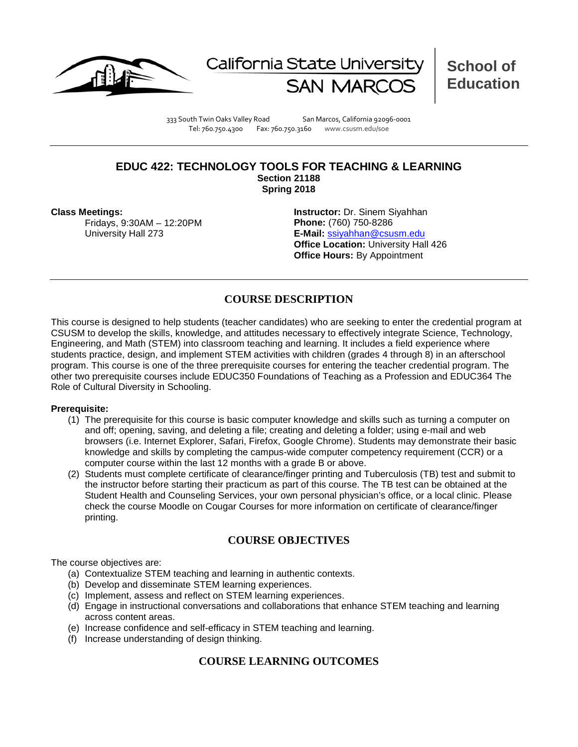California State University SAN MARCOS

**School of Education**

333 South Twin Oaks Valley Road San Marcos, California 92096-0001
Tel: 760.750.4300 Fax: 760.750.3160 www.csusm.edu/soe

---

# EDUC 422: TECHNOLOGY TOOLS FOR TEACHING & LEARNING

**Section 21188**
**Spring 2018**

**Class Meetings:**
Fridays, 9:30AM – 12:20PM
University Hall 273

**Instructor:** Dr. Sinem Siyahhan
**Phone:** (760) 750-8286
**E-Mail:** ssiyahhan@csusm.edu
**Office Location:** University Hall 426
**Office Hours:** By Appointment

---

## COURSE DESCRIPTION

This course is designed to help students (teacher candidates) who are seeking to enter the credential program at CSUSM to develop the skills, knowledge, and attitudes necessary to effectively integrate Science, Technology, Engineering, and Math (STEM) into classroom teaching and learning. It includes a field experience where students practice, design, and implement STEM activities with children (grades 4 through 8) in an afterschool program. This course is one of the three prerequisite courses for entering the teacher credential program. The other two prerequisite courses include EDUC350 Foundations of Teaching as a Profession and EDUC364 The Role of Cultural Diversity in Schooling.

**Prerequisite:**

(1) The prerequisite for this course is basic computer knowledge and skills such as turning a computer on and off; opening, saving, and deleting a file; creating and deleting a folder; using e-mail and web browsers (i.e. Internet Explorer, Safari, Firefox, Google Chrome). Students may demonstrate their basic knowledge and skills by completing the campus-wide computer competency requirement (CCR) or a computer course within the last 12 months with a grade B or above.

(2) Students must complete certificate of clearance/finger printing and Tuberculosis (TB) test and submit to the instructor before starting their practicum as part of this course. The TB test can be obtained at the Student Health and Counseling Services, your own personal physician's office, or a local clinic. Please check the course Moodle on Cougar Courses for more information on certificate of clearance/finger printing.

## COURSE OBJECTIVES

The course objectives are:

(a) Contextualize STEM teaching and learning in authentic contexts.
(b) Develop and disseminate STEM learning experiences.
(c) Implement, assess and reflect on STEM learning experiences.
(d) Engage in instructional conversations and collaborations that enhance STEM teaching and learning across content areas.
(e) Increase confidence and self-efficacy in STEM teaching and learning.
(f) Increase understanding of design thinking.

## COURSE LEARNING OUTCOMES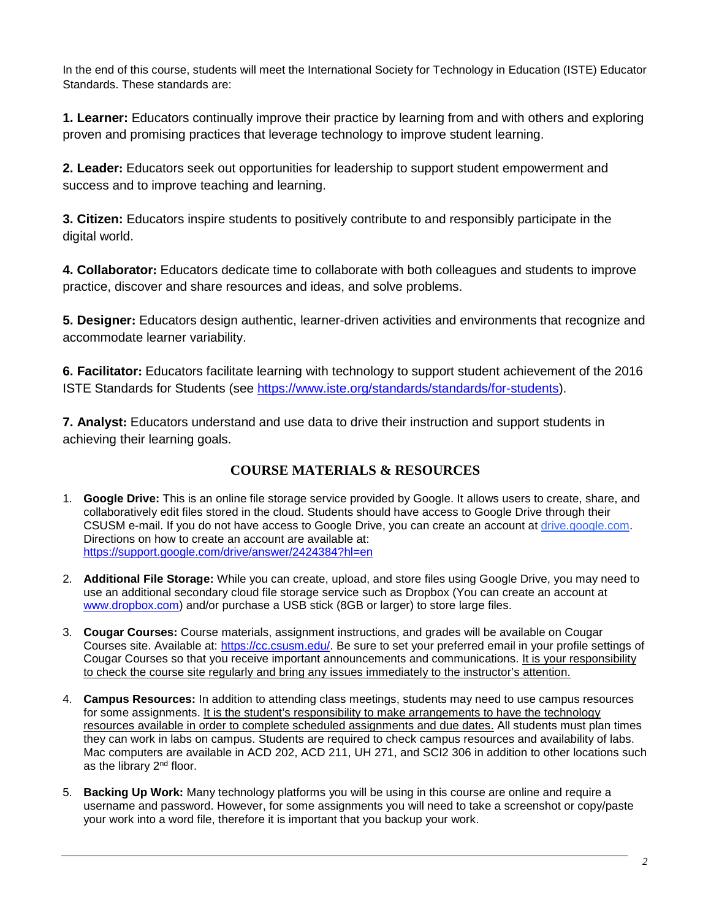In the end of this course, students will meet the International Society for Technology in Education (ISTE) Educator Standards. These standards are:

**1. Learner:** Educators continually improve their practice by learning from and with others and exploring proven and promising practices that leverage technology to improve student learning.

**2. Leader:** Educators seek out opportunities for leadership to support student empowerment and success and to improve teaching and learning.

**3. Citizen:** Educators inspire students to positively contribute to and responsibly participate in the digital world.

**4. Collaborator:** Educators dedicate time to collaborate with both colleagues and students to improve practice, discover and share resources and ideas, and solve problems.

**5. Designer:** Educators design authentic, learner-driven activities and environments that recognize and accommodate learner variability.

**6. Facilitator:** Educators facilitate learning with technology to support student achievement of the 2016 ISTE Standards for Students (see https://www.iste.org/standards/standards/for-students).

**7. Analyst:** Educators understand and use data to drive their instruction and support students in achieving their learning goals.

## COURSE MATERIALS & RESOURCES

1. **Google Drive:** This is an online file storage service provided by Google. It allows users to create, share, and collaboratively edit files stored in the cloud. Students should have access to Google Drive through their CSUSM e-mail. If you do not have access to Google Drive, you can create an account at drive.google.com. Directions on how to create an account are available at: https://support.google.com/drive/answer/2424384?hl=en

2. **Additional File Storage:** While you can create, upload, and store files using Google Drive, you may need to use an additional secondary cloud file storage service such as Dropbox (You can create an account at www.dropbox.com) and/or purchase a USB stick (8GB or larger) to store large files.

3. **Cougar Courses:** Course materials, assignment instructions, and grades will be available on Cougar Courses site. Available at: https://cc.csusm.edu/. Be sure to set your preferred email in your profile settings of Cougar Courses so that you receive important announcements and communications. <u>It is your responsibility to check the course site regularly and bring any issues immediately to the instructor's attention.</u>

4. **Campus Resources:** In addition to attending class meetings, students may need to use campus resources for some assignments. <u>It is the student's responsibility to make arrangements to have the technology resources available in order to complete scheduled assignments and due dates.</u> All students must plan times they can work in labs on campus. Students are required to check campus resources and availability of labs. Mac computers are available in ACD 202, ACD 211, UH 271, and SCI2 306 in addition to other locations such as the library 2nd floor.

5. **Backing Up Work:** Many technology platforms you will be using in this course are online and require a username and password. However, for some assignments you will need to take a screenshot or copy/paste your work into a word file, therefore it is important that you backup your work.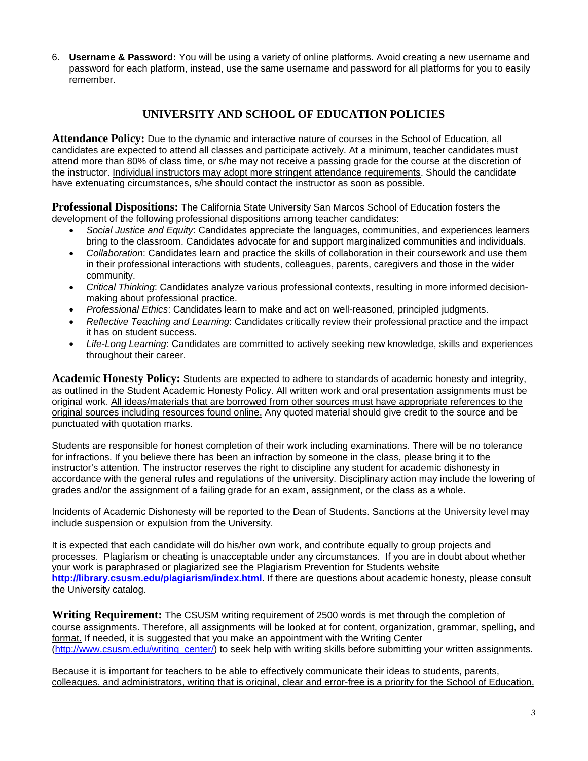6. **Username & Password:** You will be using a variety of online platforms. Avoid creating a new username and password for each platform, instead, use the same username and password for all platforms for you to easily remember.

## UNIVERSITY AND SCHOOL OF EDUCATION POLICIES

**Attendance Policy:** Due to the dynamic and interactive nature of courses in the School of Education, all candidates are expected to attend all classes and participate actively. <u>At a minimum, teacher candidates must attend more than 80% of class time</u>, or s/he may not receive a passing grade for the course at the discretion of the instructor. <u>Individual instructors may adopt more stringent attendance requirements</u>. Should the candidate have extenuating circumstances, s/he should contact the instructor as soon as possible.

**Professional Dispositions:** The California State University San Marcos School of Education fosters the development of the following professional dispositions among teacher candidates:

- *Social Justice and Equity*: Candidates appreciate the languages, communities, and experiences learners bring to the classroom. Candidates advocate for and support marginalized communities and individuals.
- *Collaboration*: Candidates learn and practice the skills of collaboration in their coursework and use them in their professional interactions with students, colleagues, parents, caregivers and those in the wider community.
- *Critical Thinking*: Candidates analyze various professional contexts, resulting in more informed decision-making about professional practice.
- *Professional Ethics*: Candidates learn to make and act on well-reasoned, principled judgments.
- *Reflective Teaching and Learning*: Candidates critically review their professional practice and the impact it has on student success.
- *Life-Long Learning*: Candidates are committed to actively seeking new knowledge, skills and experiences throughout their career.

**Academic Honesty Policy:** Students are expected to adhere to standards of academic honesty and integrity, as outlined in the Student Academic Honesty Policy. All written work and oral presentation assignments must be original work. <u>All ideas/materials that are borrowed from other sources must have appropriate references to the original sources including resources found online.</u> Any quoted material should give credit to the source and be punctuated with quotation marks.

Students are responsible for honest completion of their work including examinations. There will be no tolerance for infractions. If you believe there has been an infraction by someone in the class, please bring it to the instructor's attention. The instructor reserves the right to discipline any student for academic dishonesty in accordance with the general rules and regulations of the university. Disciplinary action may include the lowering of grades and/or the assignment of a failing grade for an exam, assignment, or the class as a whole.

Incidents of Academic Dishonesty will be reported to the Dean of Students. Sanctions at the University level may include suspension or expulsion from the University.

It is expected that each candidate will do his/her own work, and contribute equally to group projects and processes. Plagiarism or cheating is unacceptable under any circumstances. If you are in doubt about whether your work is paraphrased or plagiarized see the Plagiarism Prevention for Students website **http://library.csusm.edu/plagiarism/index.html**. If there are questions about academic honesty, please consult the University catalog.

**Writing Requirement:** The CSUSM writing requirement of 2500 words is met through the completion of course assignments. <u>Therefore, all assignments will be looked at for content, organization, grammar, spelling, and format.</u> If needed, it is suggested that you make an appointment with the Writing Center (http://www.csusm.edu/writing_center/) to seek help with writing skills before submitting your written assignments.

<u>Because it is important for teachers to be able to effectively communicate their ideas to students, parents, colleagues, and administrators, writing that is original, clear and error-free is a priority for the School of Education.</u>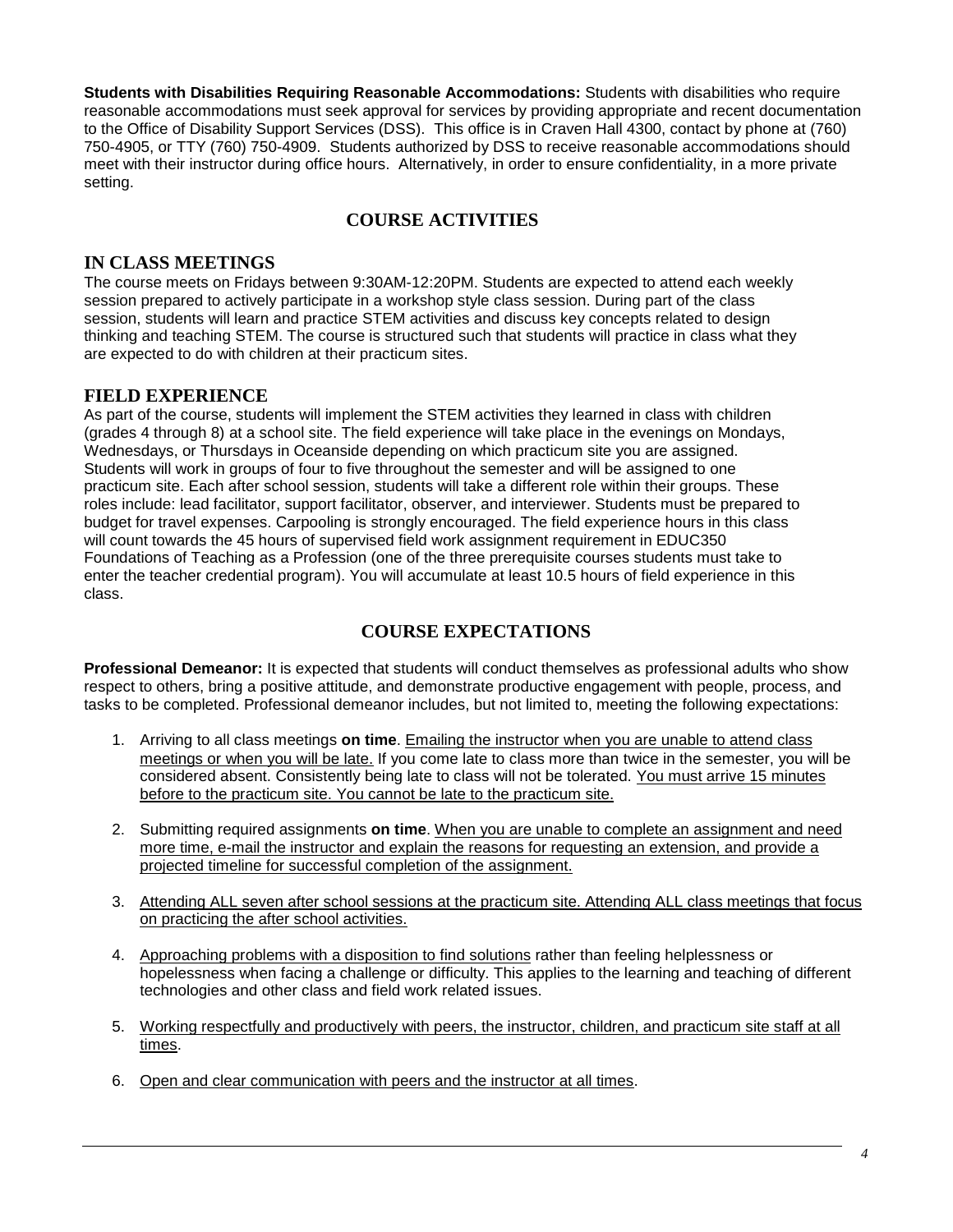**Students with Disabilities Requiring Reasonable Accommodations:** Students with disabilities who require reasonable accommodations must seek approval for services by providing appropriate and recent documentation to the Office of Disability Support Services (DSS). This office is in Craven Hall 4300, contact by phone at (760) 750-4905, or TTY (760) 750-4909. Students authorized by DSS to receive reasonable accommodations should meet with their instructor during office hours. Alternatively, in order to ensure confidentiality, in a more private setting.

## COURSE ACTIVITIES

### IN CLASS MEETINGS

The course meets on Fridays between 9:30AM-12:20PM. Students are expected to attend each weekly session prepared to actively participate in a workshop style class session. During part of the class session, students will learn and practice STEM activities and discuss key concepts related to design thinking and teaching STEM. The course is structured such that students will practice in class what they are expected to do with children at their practicum sites.

### FIELD EXPERIENCE

As part of the course, students will implement the STEM activities they learned in class with children (grades 4 through 8) at a school site. The field experience will take place in the evenings on Mondays, Wednesdays, or Thursdays in Oceanside depending on which practicum site you are assigned. Students will work in groups of four to five throughout the semester and will be assigned to one practicum site. Each after school session, students will take a different role within their groups. These roles include: lead facilitator, support facilitator, observer, and interviewer. Students must be prepared to budget for travel expenses. Carpooling is strongly encouraged. The field experience hours in this class will count towards the 45 hours of supervised field work assignment requirement in EDUC350 Foundations of Teaching as a Profession (one of the three prerequisite courses students must take to enter the teacher credential program). You will accumulate at least 10.5 hours of field experience in this class.

## COURSE EXPECTATIONS

**Professional Demeanor:** It is expected that students will conduct themselves as professional adults who show respect to others, bring a positive attitude, and demonstrate productive engagement with people, process, and tasks to be completed. Professional demeanor includes, but not limited to, meeting the following expectations:

1. Arriving to all class meetings **on time**. Emailing the instructor when you are unable to attend class meetings or when you will be late. If you come late to class more than twice in the semester, you will be considered absent. Consistently being late to class will not be tolerated. You must arrive 15 minutes before to the practicum site. You cannot be late to the practicum site.

2. Submitting required assignments **on time**. When you are unable to complete an assignment and need more time, e-mail the instructor and explain the reasons for requesting an extension, and provide a projected timeline for successful completion of the assignment.

3. Attending ALL seven after school sessions at the practicum site. Attending ALL class meetings that focus on practicing the after school activities.

4. Approaching problems with a disposition to find solutions rather than feeling helplessness or hopelessness when facing a challenge or difficulty. This applies to the learning and teaching of different technologies and other class and field work related issues.

5. Working respectfully and productively with peers, the instructor, children, and practicum site staff at all times.

6. Open and clear communication with peers and the instructor at all times.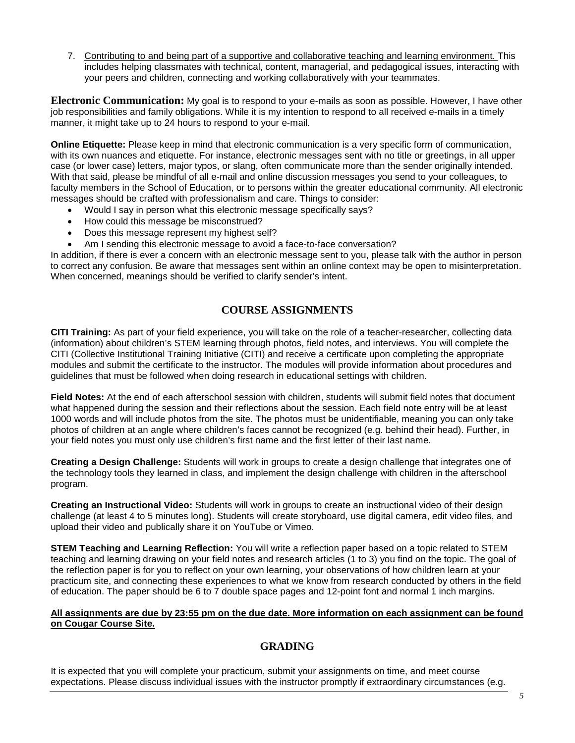7. Contributing to and being part of a supportive and collaborative teaching and learning environment. This includes helping classmates with technical, content, managerial, and pedagogical issues, interacting with your peers and children, connecting and working collaboratively with your teammates.

**Electronic Communication:** My goal is to respond to your e-mails as soon as possible. However, I have other job responsibilities and family obligations. While it is my intention to respond to all received e-mails in a timely manner, it might take up to 24 hours to respond to your e-mail.

**Online Etiquette:** Please keep in mind that electronic communication is a very specific form of communication, with its own nuances and etiquette. For instance, electronic messages sent with no title or greetings, in all upper case (or lower case) letters, major typos, or slang, often communicate more than the sender originally intended. With that said, please be mindful of all e-mail and online discussion messages you send to your colleagues, to faculty members in the School of Education, or to persons within the greater educational community. All electronic messages should be crafted with professionalism and care. Things to consider:

- Would I say in person what this electronic message specifically says?
- How could this message be misconstrued?
- Does this message represent my highest self?
- Am I sending this electronic message to avoid a face-to-face conversation?

In addition, if there is ever a concern with an electronic message sent to you, please talk with the author in person to correct any confusion. Be aware that messages sent within an online context may be open to misinterpretation. When concerned, meanings should be verified to clarify sender's intent.

## COURSE ASSIGNMENTS

**CITI Training:** As part of your field experience, you will take on the role of a teacher-researcher, collecting data (information) about children's STEM learning through photos, field notes, and interviews. You will complete the CITI (Collective Institutional Training Initiative (CITI) and receive a certificate upon completing the appropriate modules and submit the certificate to the instructor. The modules will provide information about procedures and guidelines that must be followed when doing research in educational settings with children.

**Field Notes:** At the end of each afterschool session with children, students will submit field notes that document what happened during the session and their reflections about the session. Each field note entry will be at least 1000 words and will include photos from the site. The photos must be unidentifiable, meaning you can only take photos of children at an angle where children's faces cannot be recognized (e.g. behind their head). Further, in your field notes you must only use children's first name and the first letter of their last name.

**Creating a Design Challenge:** Students will work in groups to create a design challenge that integrates one of the technology tools they learned in class, and implement the design challenge with children in the afterschool program.

**Creating an Instructional Video:** Students will work in groups to create an instructional video of their design challenge (at least 4 to 5 minutes long). Students will create storyboard, use digital camera, edit video files, and upload their video and publically share it on YouTube or Vimeo.

**STEM Teaching and Learning Reflection:** You will write a reflection paper based on a topic related to STEM teaching and learning drawing on your field notes and research articles (1 to 3) you find on the topic. The goal of the reflection paper is for you to reflect on your own learning, your observations of how children learn at your practicum site, and connecting these experiences to what we know from research conducted by others in the field of education. The paper should be 6 to 7 double space pages and 12-point font and normal 1 inch margins.

**All assignments are due by 23:55 pm on the due date. More information on each assignment can be found on Cougar Course Site.**

## GRADING

It is expected that you will complete your practicum, submit your assignments on time, and meet course expectations. Please discuss individual issues with the instructor promptly if extraordinary circumstances (e.g.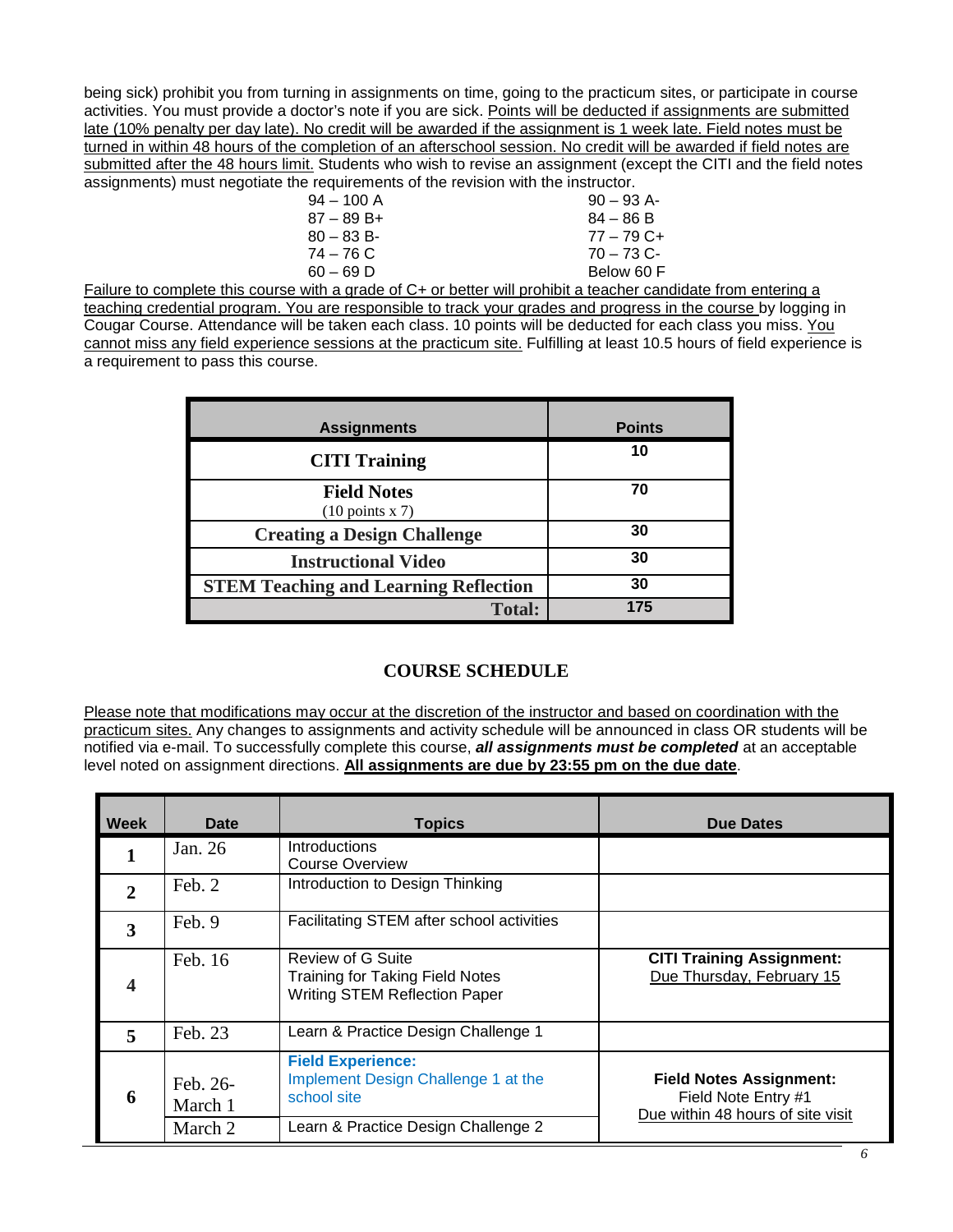being sick) prohibit you from turning in assignments on time, going to the practicum sites, or participate in course activities. You must provide a doctor's note if you are sick. Points will be deducted if assignments are submitted late (10% penalty per day late). No credit will be awarded if the assignment is 1 week late. Field notes must be turned in within 48 hours of the completion of an afterschool session. No credit will be awarded if field notes are submitted after the 48 hours limit. Students who wish to revise an assignment (except the CITI and the field notes assignments) must negotiate the requirements of the revision with the instructor.

| | |
|---|---|
| 94 – 100 A | 90 – 93 A- |
| 87 – 89 B+ | 84 – 86 B |
| 80 – 83 B- | 77 – 79 C+ |
| 74 – 76 C | 70 – 73 C- |
| 60 – 69 D | Below 60 F |

Failure to complete this course with a grade of C+ or better will prohibit a teacher candidate from entering a teaching credential program. You are responsible to track your grades and progress in the course by logging in Cougar Course. Attendance will be taken each class. 10 points will be deducted for each class you miss. You cannot miss any field experience sessions at the practicum site. Fulfilling at least 10.5 hours of field experience is a requirement to pass this course.

| Assignments | Points |
|---|---|
| **CITI Training** | 10 |
| **Field Notes** (10 points x 7) | 70 |
| **Creating a Design Challenge** | 30 |
| **Instructional Video** | 30 |
| **STEM Teaching and Learning Reflection** | 30 |
| **Total:** | 175 |

## COURSE SCHEDULE

Please note that modifications may occur at the discretion of the instructor and based on coordination with the practicum sites. Any changes to assignments and activity schedule will be announced in class OR students will be notified via e-mail. To successfully complete this course, ***all assignments must be completed*** at an acceptable level noted on assignment directions. **All assignments are due by 23:55 pm on the due date**.

| Week | Date | Topics | Due Dates |
|---|---|---|---|
| 1 | Jan. 26 | Introductions<br>Course Overview | |
| 2 | Feb. 2 | Introduction to Design Thinking | |
| 3 | Feb. 9 | Facilitating STEM after school activities | |
| 4 | Feb. 16 | Review of G Suite<br>Training for Taking Field Notes<br>Writing STEM Reflection Paper | **CITI Training Assignment:**<br>Due Thursday, February 15 |
| 5 | Feb. 23 | Learn & Practice Design Challenge 1 | |
| 6 | Feb. 26-March 1 | **Field Experience:**<br>Implement Design Challenge 1 at the school site | **Field Notes Assignment:**<br>Field Note Entry #1<br>Due within 48 hours of site visit |
| | March 2 | Learn & Practice Design Challenge 2 | |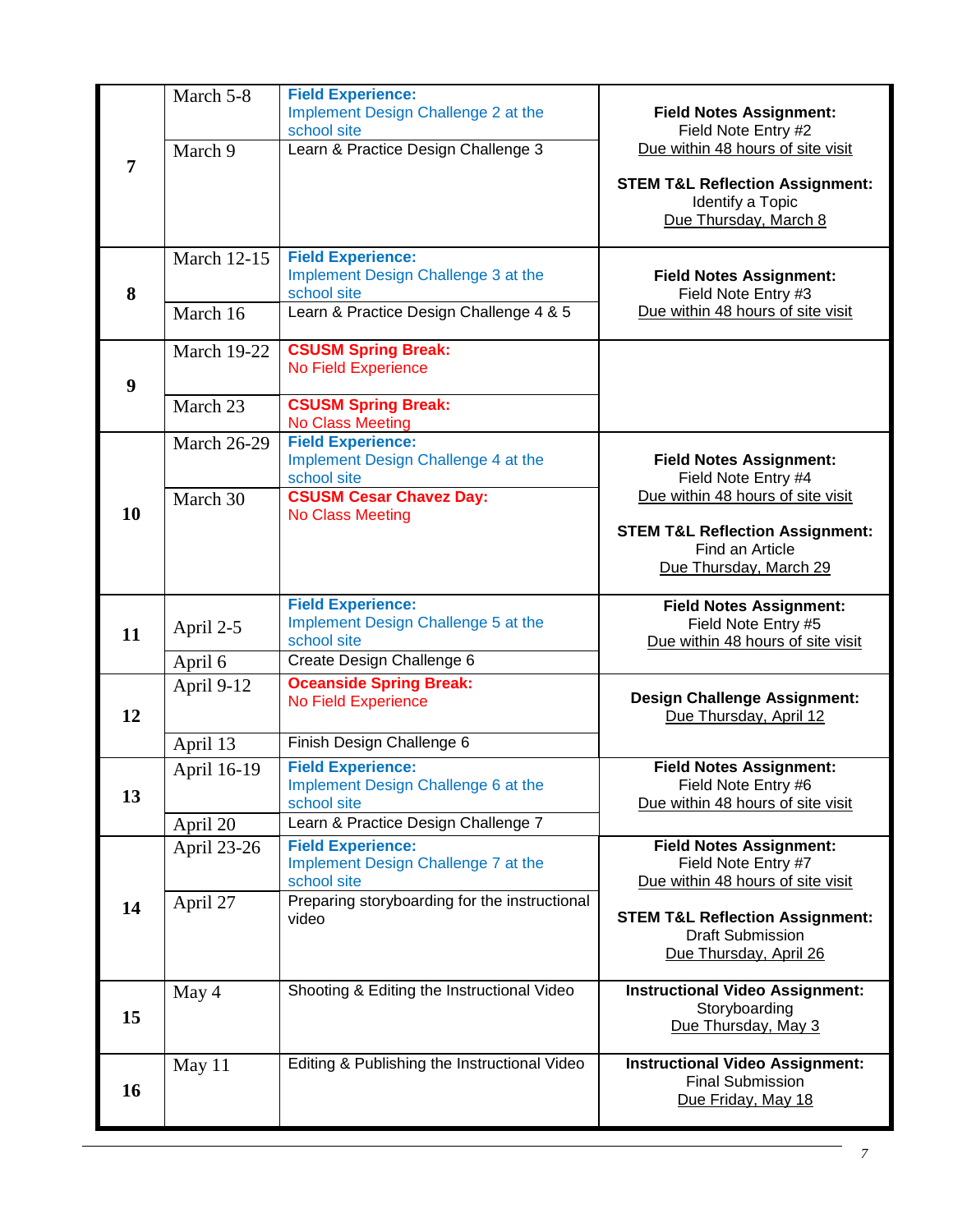| Week | Date | Topic | Assignment |
|---|---|---|---|
| 7 | March 5-8 | **Field Experience:** Implement Design Challenge 2 at the school site | **Field Notes Assignment:** Field Note Entry #2 Due within 48 hours of site visit **STEM T&L Reflection Assignment:** Identify a Topic Due Thursday, March 8 |
| | March 9 | Learn & Practice Design Challenge 3 | |
| 8 | March 12-15 | **Field Experience:** Implement Design Challenge 3 at the school site | **Field Notes Assignment:** Field Note Entry #3 Due within 48 hours of site visit |
| | March 16 | Learn & Practice Design Challenge 4 & 5 | |
| 9 | March 19-22 | **CSUSM Spring Break:** No Field Experience | |
| | March 23 | **CSUSM Spring Break:** No Class Meeting | |
| 10 | March 26-29 | **Field Experience:** Implement Design Challenge 4 at the school site | **Field Notes Assignment:** Field Note Entry #4 Due within 48 hours of site visit **STEM T&L Reflection Assignment:** Find an Article Due Thursday, March 29 |
| | March 30 | **CSUSM Cesar Chavez Day:** No Class Meeting | |
| 11 | April 2-5 | **Field Experience:** Implement Design Challenge 5 at the school site | **Field Notes Assignment:** Field Note Entry #5 Due within 48 hours of site visit |
| | April 6 | Create Design Challenge 6 | |
| 12 | April 9-12 | **Oceanside Spring Break:** No Field Experience | **Design Challenge Assignment:** Due Thursday, April 12 |
| | April 13 | Finish Design Challenge 6 | |
| 13 | April 16-19 | **Field Experience:** Implement Design Challenge 6 at the school site | **Field Notes Assignment:** Field Note Entry #6 Due within 48 hours of site visit |
| | April 20 | Learn & Practice Design Challenge 7 | |
| 14 | April 23-26 | **Field Experience:** Implement Design Challenge 7 at the school site | **Field Notes Assignment:** Field Note Entry #7 Due within 48 hours of site visit **STEM T&L Reflection Assignment:** Draft Submission Due Thursday, April 26 |
| | April 27 | Preparing storyboarding for the instructional video | |
| 15 | May 4 | Shooting & Editing the Instructional Video | **Instructional Video Assignment:** Storyboarding Due Thursday, May 3 |
| 16 | May 11 | Editing & Publishing the Instructional Video | **Instructional Video Assignment:** Final Submission Due Friday, May 18 |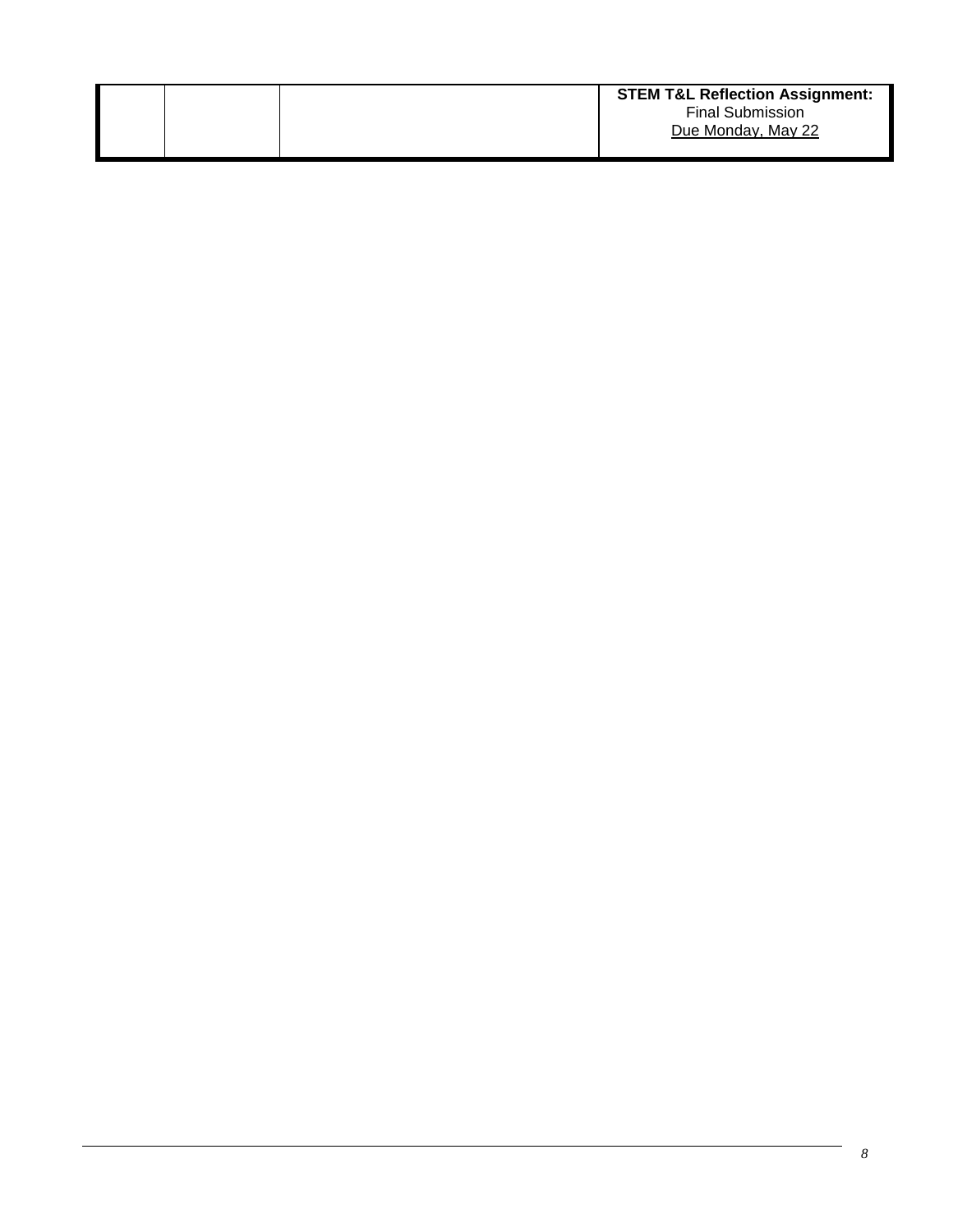| | | | |
|---|---|---|---|
| | | | **STEM T&L Reflection Assignment:** Final Submission Due Monday, May 22 |